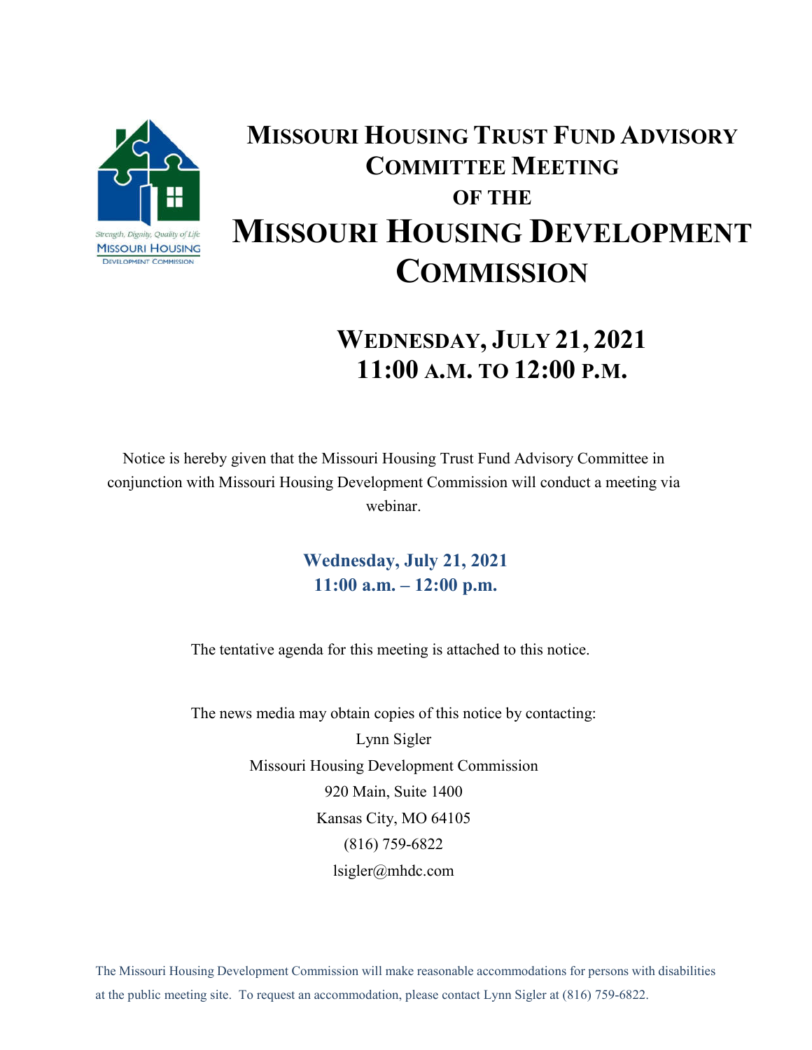# Missouri Housing Trust Fund Advisory Committee Meeting of the Missouri Housing Development Commission

## Wednesday, July 21, 2021
## 11:00 a.m. to 12:00 p.m.

Notice is hereby given that the Missouri Housing Trust Fund Advisory Committee in conjunction with Missouri Housing Development Commission will conduct a meeting via webinar.

**Wednesday, July 21, 2021**
**11:00 a.m. – 12:00 p.m.**

The tentative agenda for this meeting is attached to this notice.

The news media may obtain copies of this notice by contacting:

Lynn Sigler
Missouri Housing Development Commission
920 Main, Suite 1400
Kansas City, MO 64105
(816) 759-6822
lsigler@mhdc.com

The Missouri Housing Development Commission will make reasonable accommodations for persons with disabilities at the public meeting site. To request an accommodation, please contact Lynn Sigler at (816) 759-6822.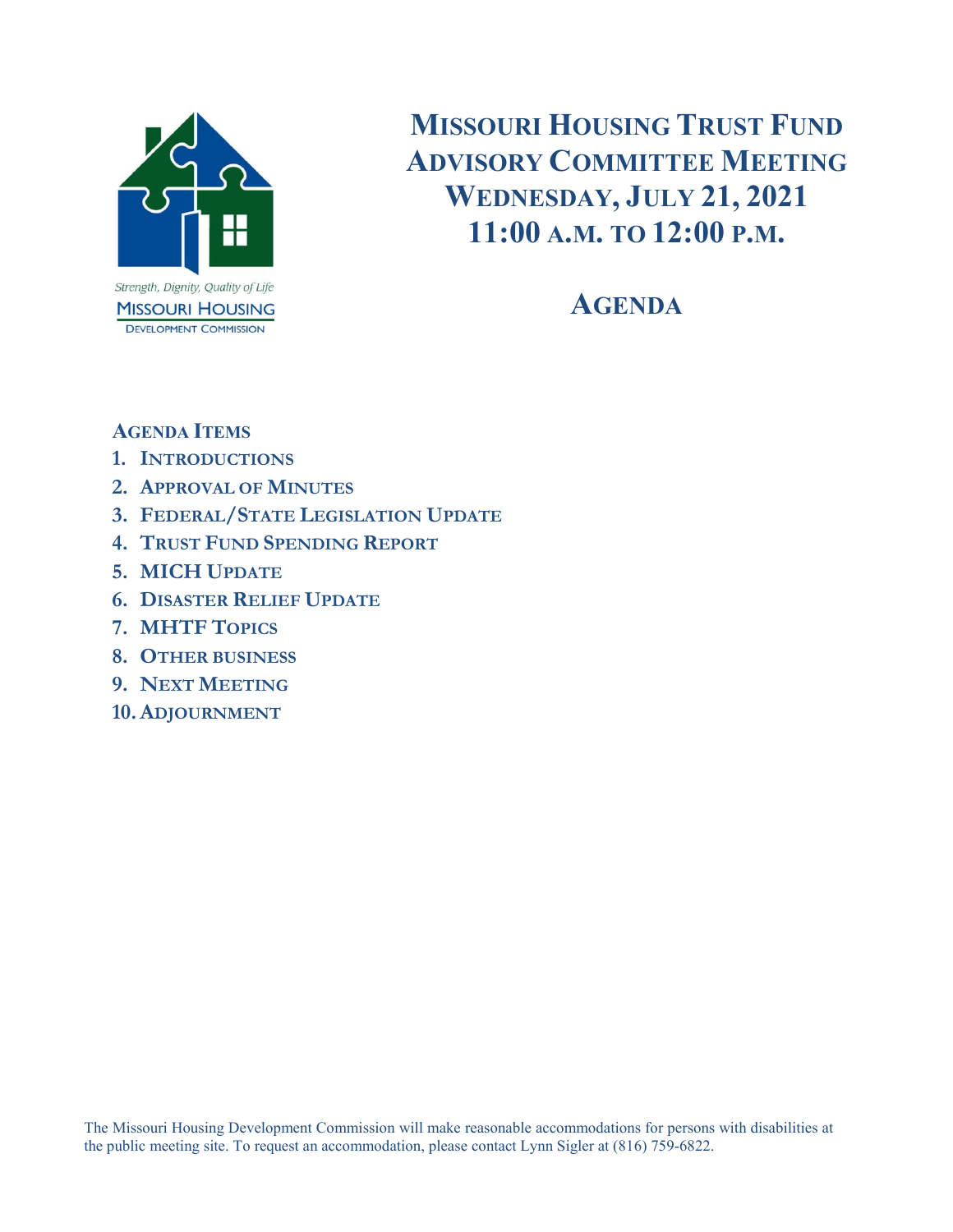Strength, Dignity, Quality of Life
MISSOURI HOUSING
DEVELOPMENT COMMISSION

# MISSOURI HOUSING TRUST FUND ADVISORY COMMITTEE MEETING WEDNESDAY, JULY 21, 2021 11:00 A.M. TO 12:00 P.M.

## AGENDA

**AGENDA ITEMS**

1. **INTRODUCTIONS**
2. **APPROVAL OF MINUTES**
3. **FEDERAL/STATE LEGISLATION UPDATE**
4. **TRUST FUND SPENDING REPORT**
5. **MICH UPDATE**
6. **DISASTER RELIEF UPDATE**
7. **MHTF TOPICS**
8. **OTHER BUSINESS**
9. **NEXT MEETING**
10. **ADJOURNMENT**

The Missouri Housing Development Commission will make reasonable accommodations for persons with disabilities at the public meeting site. To request an accommodation, please contact Lynn Sigler at (816) 759-6822.